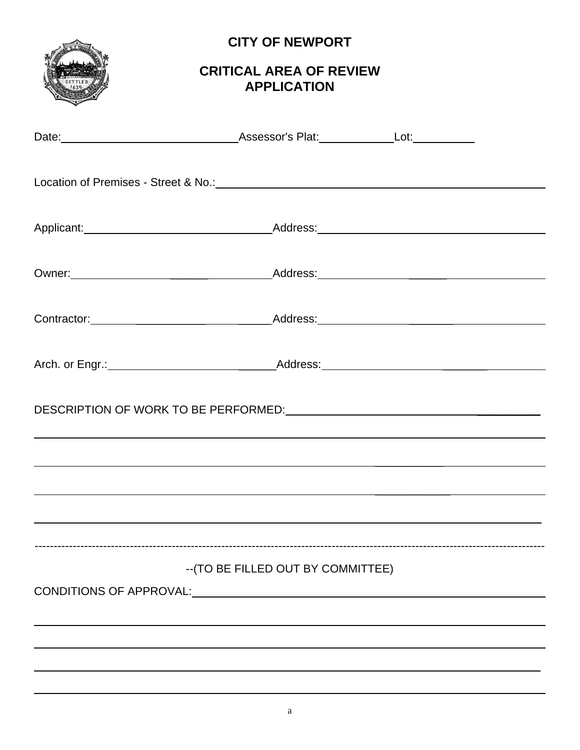# CITY OF NEWPORT

## CRITICAL AREA OF REVIEW APPLICATION

Date: ____________________________ Assessor's Plat: ____________ Lot: __________

Location of Premises - Street & No.: ____________________________________________________

Applicant: ______________________________ Address: ______________________________________

Owner: ________________________________ Address: ______________________________________

Contractor: ______________________________ Address: ______________________________________

Arch. or Engr.: ____________________________ Address: ______________________________________

DESCRIPTION OF WORK TO BE PERFORMED: ____________________________________________

___________________________________________________________________________________

___________________________________________________________________________________

___________________________________________________________________________________

___________________________________________________________________________________

---

--(TO BE FILLED OUT BY COMMITTEE)

CONDITIONS OF APPROVAL: ________________________________________________________

___________________________________________________________________________________

___________________________________________________________________________________

___________________________________________________________________________________

___________________________________________________________________________________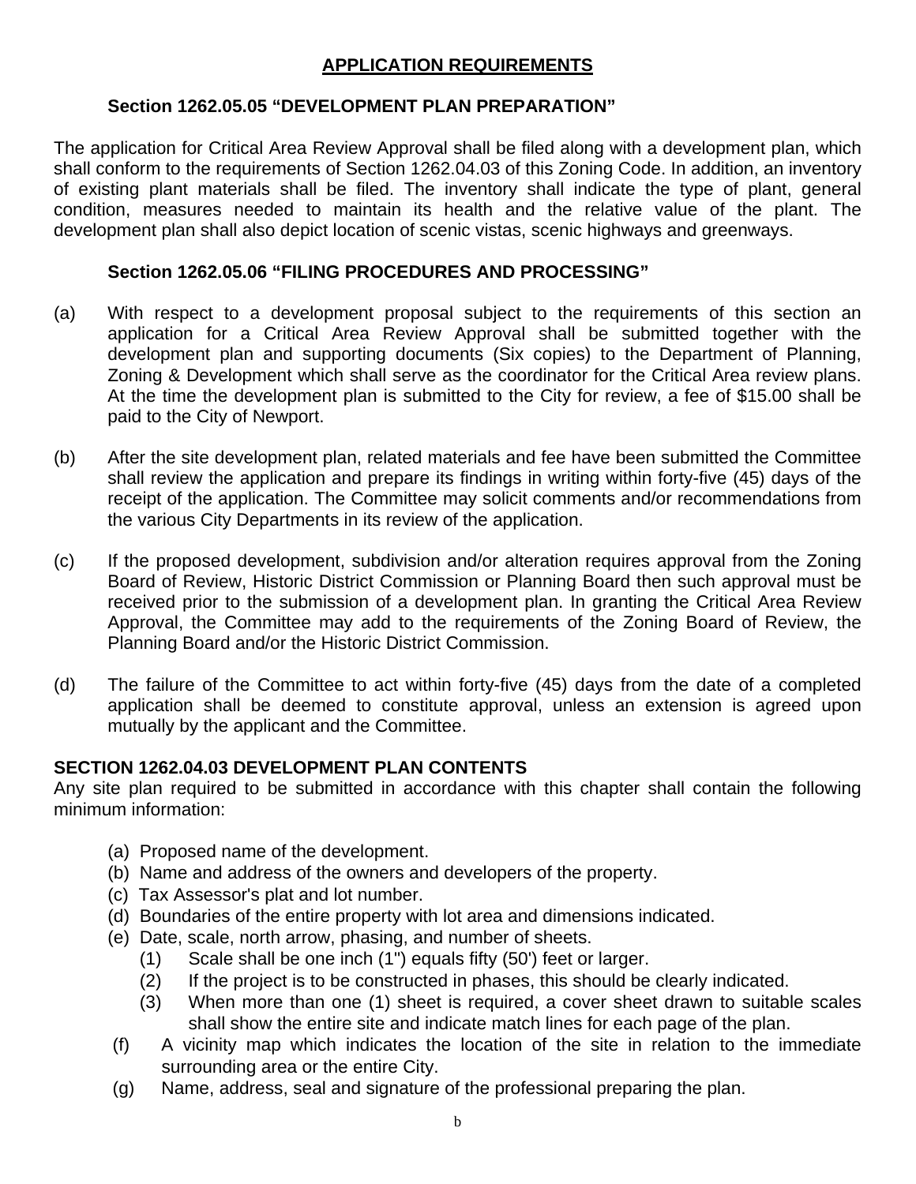## APPLICATION REQUIREMENTS

### Section 1262.05.05 "DEVELOPMENT PLAN PREPARATION"

The application for Critical Area Review Approval shall be filed along with a development plan, which shall conform to the requirements of Section 1262.04.03 of this Zoning Code. In addition, an inventory of existing plant materials shall be filed. The inventory shall indicate the type of plant, general condition, measures needed to maintain its health and the relative value of the plant. The development plan shall also depict location of scenic vistas, scenic highways and greenways.

### Section 1262.05.06 "FILING PROCEDURES AND PROCESSING"

(a) With respect to a development proposal subject to the requirements of this section an application for a Critical Area Review Approval shall be submitted together with the development plan and supporting documents (Six copies) to the Department of Planning, Zoning & Development which shall serve as the coordinator for the Critical Area review plans. At the time the development plan is submitted to the City for review, a fee of $15.00 shall be paid to the City of Newport.

(b) After the site development plan, related materials and fee have been submitted the Committee shall review the application and prepare its findings in writing within forty-five (45) days of the receipt of the application. The Committee may solicit comments and/or recommendations from the various City Departments in its review of the application.

(c) If the proposed development, subdivision and/or alteration requires approval from the Zoning Board of Review, Historic District Commission or Planning Board then such approval must be received prior to the submission of a development plan. In granting the Critical Area Review Approval, the Committee may add to the requirements of the Zoning Board of Review, the Planning Board and/or the Historic District Commission.

(d) The failure of the Committee to act within forty-five (45) days from the date of a completed application shall be deemed to constitute approval, unless an extension is agreed upon mutually by the applicant and the Committee.

### SECTION 1262.04.03 DEVELOPMENT PLAN CONTENTS

Any site plan required to be submitted in accordance with this chapter shall contain the following minimum information:

(a) Proposed name of the development.
(b) Name and address of the owners and developers of the property.
(c) Tax Assessor's plat and lot number.
(d) Boundaries of the entire property with lot area and dimensions indicated.
(e) Date, scale, north arrow, phasing, and number of sheets.
  (1) Scale shall be one inch (1") equals fifty (50') feet or larger.
  (2) If the project is to be constructed in phases, this should be clearly indicated.
  (3) When more than one (1) sheet is required, a cover sheet drawn to suitable scales shall show the entire site and indicate match lines for each page of the plan.
(f) A vicinity map which indicates the location of the site in relation to the immediate surrounding area or the entire City.
(g) Name, address, seal and signature of the professional preparing the plan.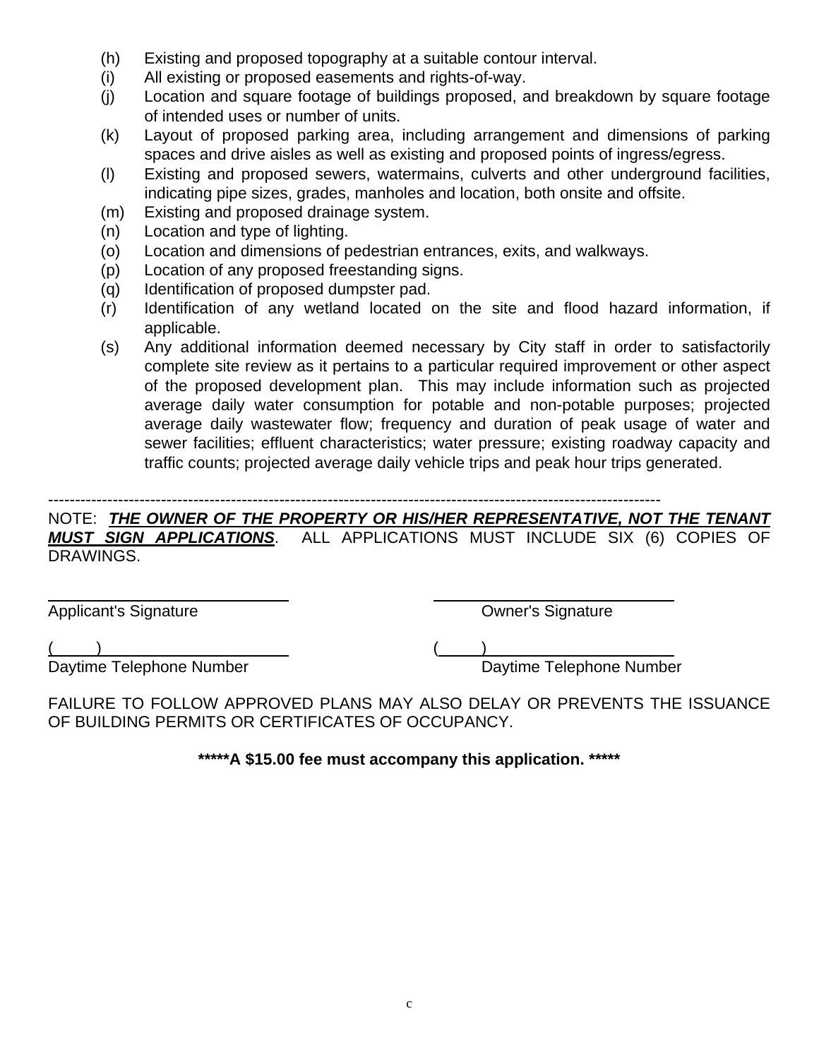(h) Existing and proposed topography at a suitable contour interval.

(i) All existing or proposed easements and rights-of-way.

(j) Location and square footage of buildings proposed, and breakdown by square footage of intended uses or number of units.

(k) Layout of proposed parking area, including arrangement and dimensions of parking spaces and drive aisles as well as existing and proposed points of ingress/egress.

(l) Existing and proposed sewers, watermains, culverts and other underground facilities, indicating pipe sizes, grades, manholes and location, both onsite and offsite.

(m) Existing and proposed drainage system.

(n) Location and type of lighting.

(o) Location and dimensions of pedestrian entrances, exits, and walkways.

(p) Location of any proposed freestanding signs.

(q) Identification of proposed dumpster pad.

(r) Identification of any wetland located on the site and flood hazard information, if applicable.

(s) Any additional information deemed necessary by City staff in order to satisfactorily complete site review as it pertains to a particular required improvement or other aspect of the proposed development plan. This may include information such as projected average daily water consumption for potable and non-potable purposes; projected average daily wastewater flow; frequency and duration of peak usage of water and sewer facilities; effluent characteristics; water pressure; existing roadway capacity and traffic counts; projected average daily vehicle trips and peak hour trips generated.

---

NOTE: ***THE OWNER OF THE PROPERTY OR HIS/HER REPRESENTATIVE, NOT THE TENANT MUST SIGN APPLICATIONS***. ALL APPLICATIONS MUST INCLUDE SIX (6) COPIES OF DRAWINGS.

______________________________ ______________________________
Applicant's Signature Owner's Signature

(____)_________________________ (____)_________________________
Daytime Telephone Number Daytime Telephone Number

FAILURE TO FOLLOW APPROVED PLANS MAY ALSO DELAY OR PREVENTS THE ISSUANCE OF BUILDING PERMITS OR CERTIFICATES OF OCCUPANCY.

**\*\*\*\*\*A $15.00 fee must accompany this application. \*\*\*\*\***